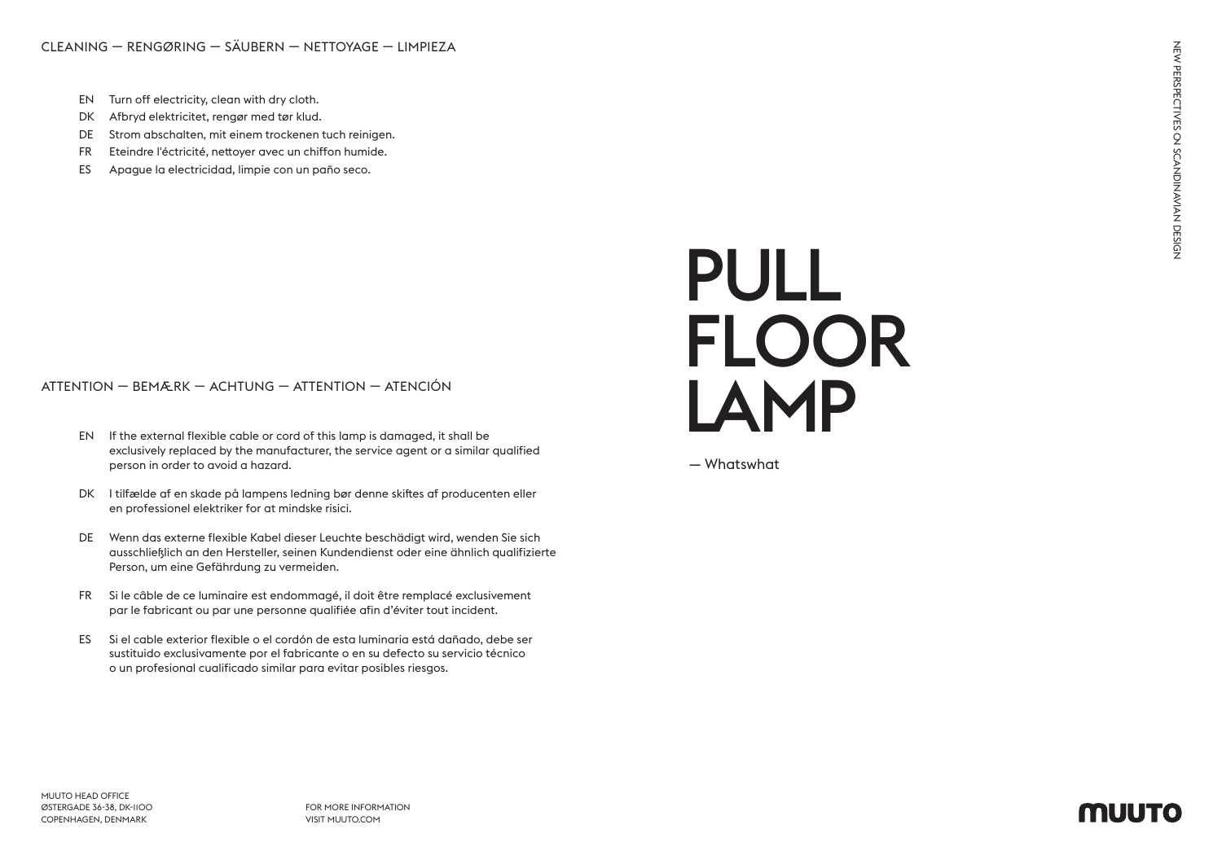# PULL FLOOR LAMP

— Whatswhat

NEW PERSPECTIVES ON SCANDINAVIAN DESIGN

## CLEANING — RENGØRING — SÄUBERN — NETTOYAGE — LIMPIEZA

EN Turn off electricity, clean with dry cloth.

DK Afbryd elektricitet, rengør med tør klud.

DE Strom abschalten, mit einem trockenen tuch reinigen.

FR Eteindre l'éctricité, nettoyer avec un chiffon humide.

ES Apague la electricidad, limpie con un paño seco.

## ATTENTION — BEMÆRK — ACHTUNG — ATTENTION — ATENCIÓN

EN If the external flexible cable or cord of this lamp is damaged, it shall be exclusively replaced by the manufacturer, the service agent or a similar qualified person in order to avoid a hazard.

DK I tilfælde af en skade på lampens ledning bør denne skiftes af producenten eller en professionel elektriker for at mindske risici.

DE Wenn das externe flexible Kabel dieser Leuchte beschädigt wird, wenden Sie sich ausschließlich an den Hersteller, seinen Kundendienst oder eine ähnlich qualifizierte Person, um eine Gefährdung zu vermeiden.

FR Si le câble de ce luminaire est endommagé, il doit être remplacé exclusivement par le fabricant ou par une personne qualifiée afin d'éviter tout incident.

ES Si el cable exterior flexible o el cordón de esta luminaria está dañado, debe ser sustituido exclusivamente por el fabricante o en su defecto su servicio técnico o un profesional cualificado similar para evitar posibles riesgos.

MUUTO HEAD OFFICE
ØSTERGADE 36-38, DK-1100
COPENHAGEN, DENMARK

FOR MORE INFORMATION
VISIT MUUTO.COM

MUUTO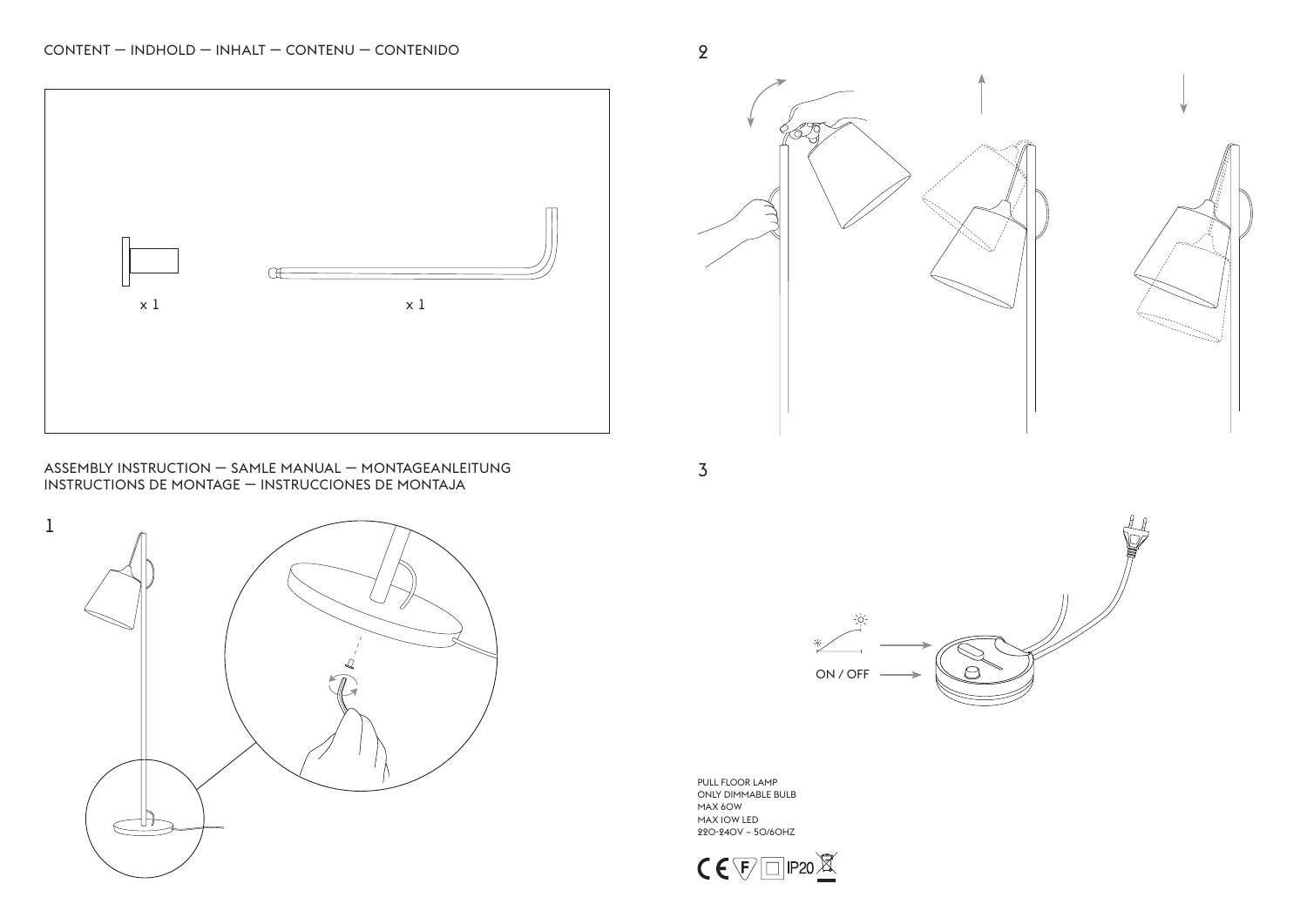CONTENT — INDHOLD — INHALT — CONTENU — CONTENIDO

x 1

x 1

ASSEMBLY INSTRUCTION — SAMLE MANUAL — MONTAGEANLEITUNG
INSTRUCTIONS DE MONTAGE — INSTRUCCIONES DE MONTAJA

1

2

3

ON / OFF

PULL FLOOR LAMP
ONLY DIMMABLE BULB
MAX 60W
MAX 10W LED
220-240V ~ 50/60HZ

IP20